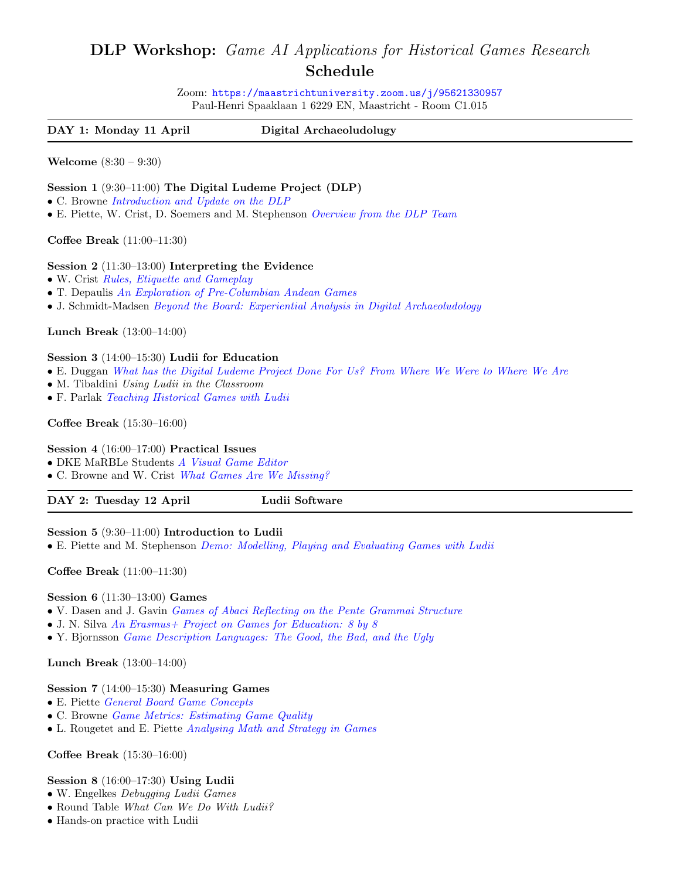# DLP Workshop: *Game AI Applications for Historical Games Research*

## Schedule

Zoom: https://maastrichtuniversity.zoom.us/j/95621330957
Paul-Henri Spaaklaan 1 6229 EN, Maastricht - Room C1.015

---

**DAY 1: Monday 11 April** — **Digital Archaeoludulogy**

---

**Welcome** (8:30 – 9:30)

**Session 1** (9:30–11:00) **The Digital Ludeme Project (DLP)**
- C. Browne *Introduction and Update on the DLP*
- E. Piette, W. Crist, D. Soemers and M. Stephenson *Overview from the DLP Team*

**Coffee Break** (11:00–11:30)

**Session 2** (11:30–13:00) **Interpreting the Evidence**
- W. Crist *Rules, Etiquette and Gameplay*
- T. Depaulis *An Exploration of Pre-Columbian Andean Games*
- J. Schmidt-Madsen *Beyond the Board: Experiential Analysis in Digital Archaeoludology*

**Lunch Break** (13:00–14:00)

**Session 3** (14:00–15:30) **Ludii for Education**
- E. Duggan *What has the Digital Ludeme Project Done For Us? From Where We Were to Where We Are*
- M. Tibaldini *Using Ludii in the Classroom*
- F. Parlak *Teaching Historical Games with Ludii*

**Coffee Break** (15:30–16:00)

**Session 4** (16:00–17:00) **Practical Issues**
- DKE MaRBLe Students *A Visual Game Editor*
- C. Browne and W. Crist *What Games Are We Missing?*

---

**DAY 2: Tuesday 12 April** — **Ludii Software**

---

**Session 5** (9:30–11:00) **Introduction to Ludii**
- E. Piette and M. Stephenson *Demo: Modelling, Playing and Evaluating Games with Ludii*

**Coffee Break** (11:00–11:30)

**Session 6** (11:30–13:00) **Games**
- V. Dasen and J. Gavin *Games of Abaci Reflecting on the Pente Grammai Structure*
- J. N. Silva *An Erasmus+ Project on Games for Education: 8 by 8*
- Y. Bjornsson *Game Description Languages: The Good, the Bad, and the Ugly*

**Lunch Break** (13:00–14:00)

**Session 7** (14:00–15:30) **Measuring Games**
- E. Piette *General Board Game Concepts*
- C. Browne *Game Metrics: Estimating Game Quality*
- L. Rougetet and E. Piette *Analysing Math and Strategy in Games*

**Coffee Break** (15:30–16:00)

**Session 8** (16:00–17:30) **Using Ludii**
- W. Engelkes *Debugging Ludii Games*
- Round Table *What Can We Do With Ludii?*
- Hands-on practice with Ludii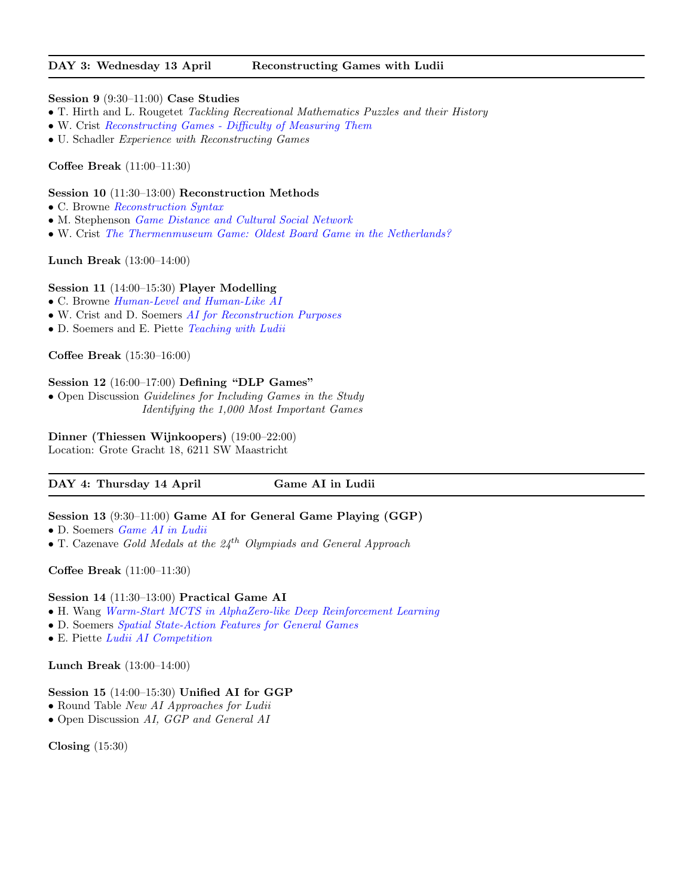## DAY 3: Wednesday 13 April — Reconstructing Games with Ludii

**Session 9** (9:30–11:00) **Case Studies**

- T. Hirth and L. Rougetet *Tackling Recreational Mathematics Puzzles and their History*
- W. Crist *Reconstructing Games - Difficulty of Measuring Them*
- U. Schadler *Experience with Reconstructing Games*

**Coffee Break** (11:00–11:30)

**Session 10** (11:30–13:00) **Reconstruction Methods**

- C. Browne *Reconstruction Syntax*
- M. Stephenson *Game Distance and Cultural Social Network*
- W. Crist *The Thermenmuseum Game: Oldest Board Game in the Netherlands?*

**Lunch Break** (13:00–14:00)

**Session 11** (14:00–15:30) **Player Modelling**

- C. Browne *Human-Level and Human-Like AI*
- W. Crist and D. Soemers *AI for Reconstruction Purposes*
- D. Soemers and E. Piette *Teaching with Ludii*

**Coffee Break** (15:30–16:00)

**Session 12** (16:00–17:00) **Defining "DLP Games"**

- Open Discussion *Guidelines for Including Games in the Study*
  *Identifying the 1,000 Most Important Games*

**Dinner (Thiessen Wijnkoopers)** (19:00–22:00)
Location: Grote Gracht 18, 6211 SW Maastricht

## DAY 4: Thursday 14 April — Game AI in Ludii

**Session 13** (9:30–11:00) **Game AI for General Game Playing (GGP)**

- D. Soemers *Game AI in Ludii*
- T. Cazenave *Gold Medals at the 24$^{th}$ Olympiads and General Approach*

**Coffee Break** (11:00–11:30)

**Session 14** (11:30–13:00) **Practical Game AI**

- H. Wang *Warm-Start MCTS in AlphaZero-like Deep Reinforcement Learning*
- D. Soemers *Spatial State-Action Features for General Games*
- E. Piette *Ludii AI Competition*

**Lunch Break** (13:00–14:00)

**Session 15** (14:00–15:30) **Unified AI for GGP**

- Round Table *New AI Approaches for Ludii*
- Open Discussion *AI, GGP and General AI*

**Closing** (15:30)